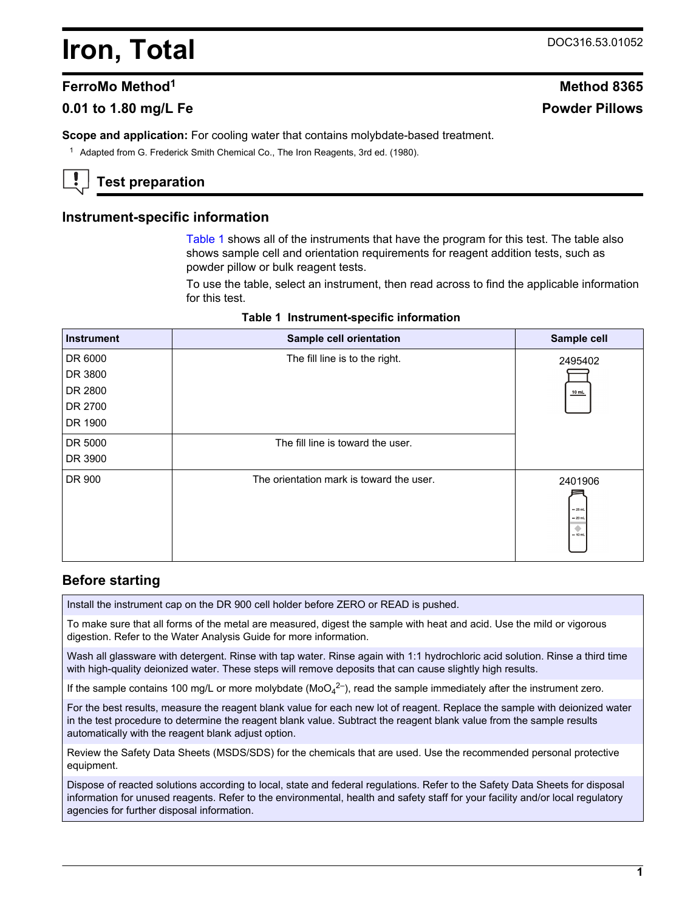# Iron, Total

DOC316.53.01052

## FerroMo Method[1]

## Method 8365

**0.01 to 1.80 mg/L Fe**

**Powder Pillows**

**Scope and application:** For cooling water that contains molybdate-based treatment.

[1] Adapted from G. Frederick Smith Chemical Co., The Iron Reagents, 3rd ed. (1980).

## Test preparation

### Instrument-specific information

Table 1 shows all of the instruments that have the program for this test. The table also shows sample cell and orientation requirements for reagent addition tests, such as powder pillow or bulk reagent tests.

To use the table, select an instrument, then read across to find the applicable information for this test.

**Table 1 Instrument-specific information**

| Instrument | Sample cell orientation | Sample cell |
| --- | --- | --- |
| DR 6000, DR 3800, DR 2800, DR 2700, DR 1900 | The fill line is to the right. | 2495402 |
| DR 5000, DR 3900 | The fill line is toward the user. | |
| DR 900 | The orientation mark is toward the user. | 2401906 |

### Before starting

Install the instrument cap on the DR 900 cell holder before ZERO or READ is pushed.

To make sure that all forms of the metal are measured, digest the sample with heat and acid. Use the mild or vigorous digestion. Refer to the Water Analysis Guide for more information.

Wash all glassware with detergent. Rinse with tap water. Rinse again with 1:1 hydrochloric acid solution. Rinse a third time with high-quality deionized water. These steps will remove deposits that can cause slightly high results.

If the sample contains 100 mg/L or more molybdate ($MoO_4^{2-}$), read the sample immediately after the instrument zero.

For the best results, measure the reagent blank value for each new lot of reagent. Replace the sample with deionized water in the test procedure to determine the reagent blank value. Subtract the reagent blank value from the sample results automatically with the reagent blank adjust option.

Review the Safety Data Sheets (MSDS/SDS) for the chemicals that are used. Use the recommended personal protective equipment.

Dispose of reacted solutions according to local, state and federal regulations. Refer to the Safety Data Sheets for disposal information for unused reagents. Refer to the environmental, health and safety staff for your facility and/or local regulatory agencies for further disposal information.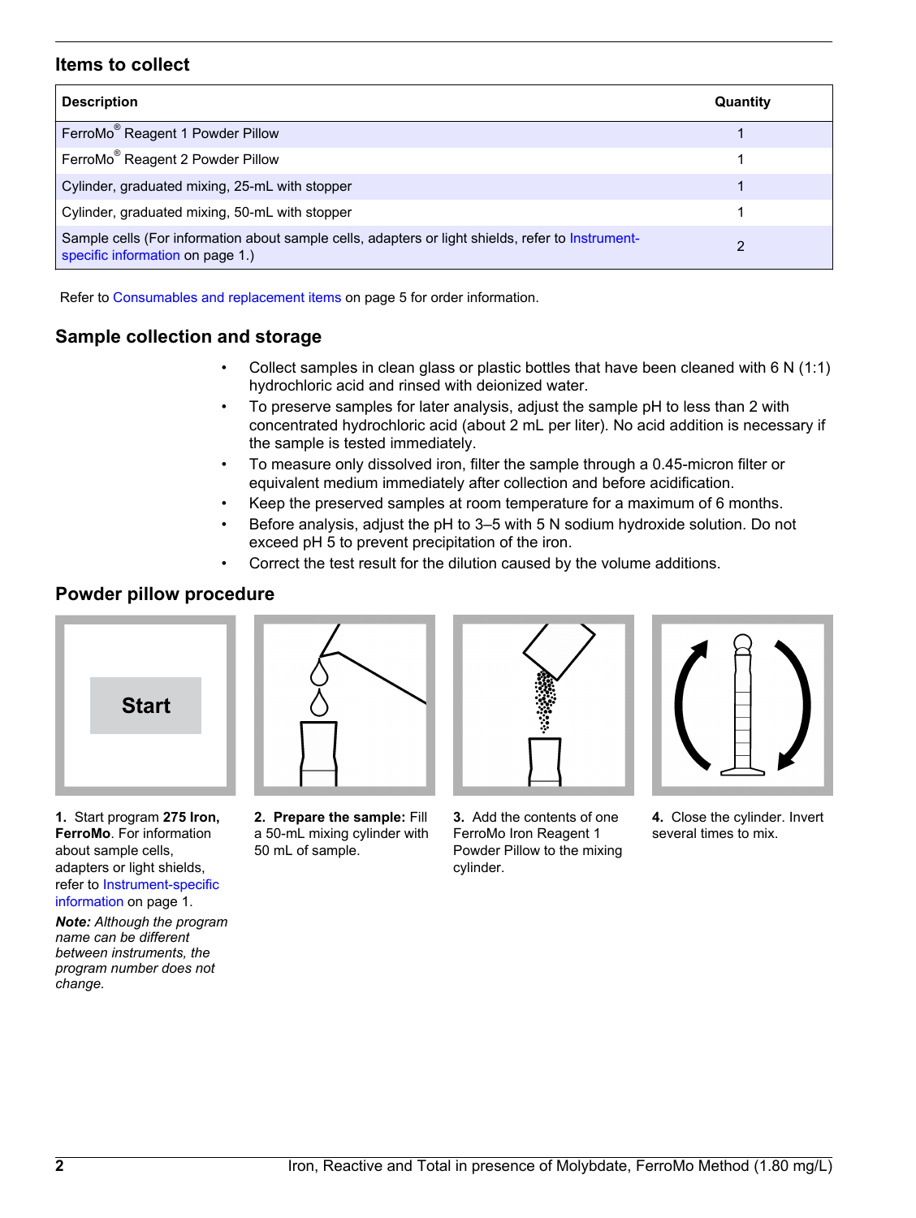## Items to collect

| Description | Quantity |
| --- | --- |
| FerroMo® Reagent 1 Powder Pillow | 1 |
| FerroMo® Reagent 2 Powder Pillow | 1 |
| Cylinder, graduated mixing, 25-mL with stopper | 1 |
| Cylinder, graduated mixing, 50-mL with stopper | 1 |
| Sample cells (For information about sample cells, adapters or light shields, refer to Instrument-specific information on page 1.) | 2 |

Refer to Consumables and replacement items on page 5 for order information.

## Sample collection and storage

- Collect samples in clean glass or plastic bottles that have been cleaned with 6 N (1:1) hydrochloric acid and rinsed with deionized water.
- To preserve samples for later analysis, adjust the sample pH to less than 2 with concentrated hydrochloric acid (about 2 mL per liter). No acid addition is necessary if the sample is tested immediately.
- To measure only dissolved iron, filter the sample through a 0.45-micron filter or equivalent medium immediately after collection and before acidification.
- Keep the preserved samples at room temperature for a maximum of 6 months.
- Before analysis, adjust the pH to 3–5 with 5 N sodium hydroxide solution. Do not exceed pH 5 to prevent precipitation of the iron.
- Correct the test result for the dilution caused by the volume additions.

## Powder pillow procedure

**1.** Start program **275 Iron, FerroMo**. For information about sample cells, adapters or light shields, refer to Instrument-specific information on page 1.

***Note:*** *Although the program name can be different between instruments, the program number does not change.*

**2. Prepare the sample:** Fill a 50-mL mixing cylinder with 50 mL of sample.

**3.** Add the contents of one FerroMo Iron Reagent 1 Powder Pillow to the mixing cylinder.

**4.** Close the cylinder. Invert several times to mix.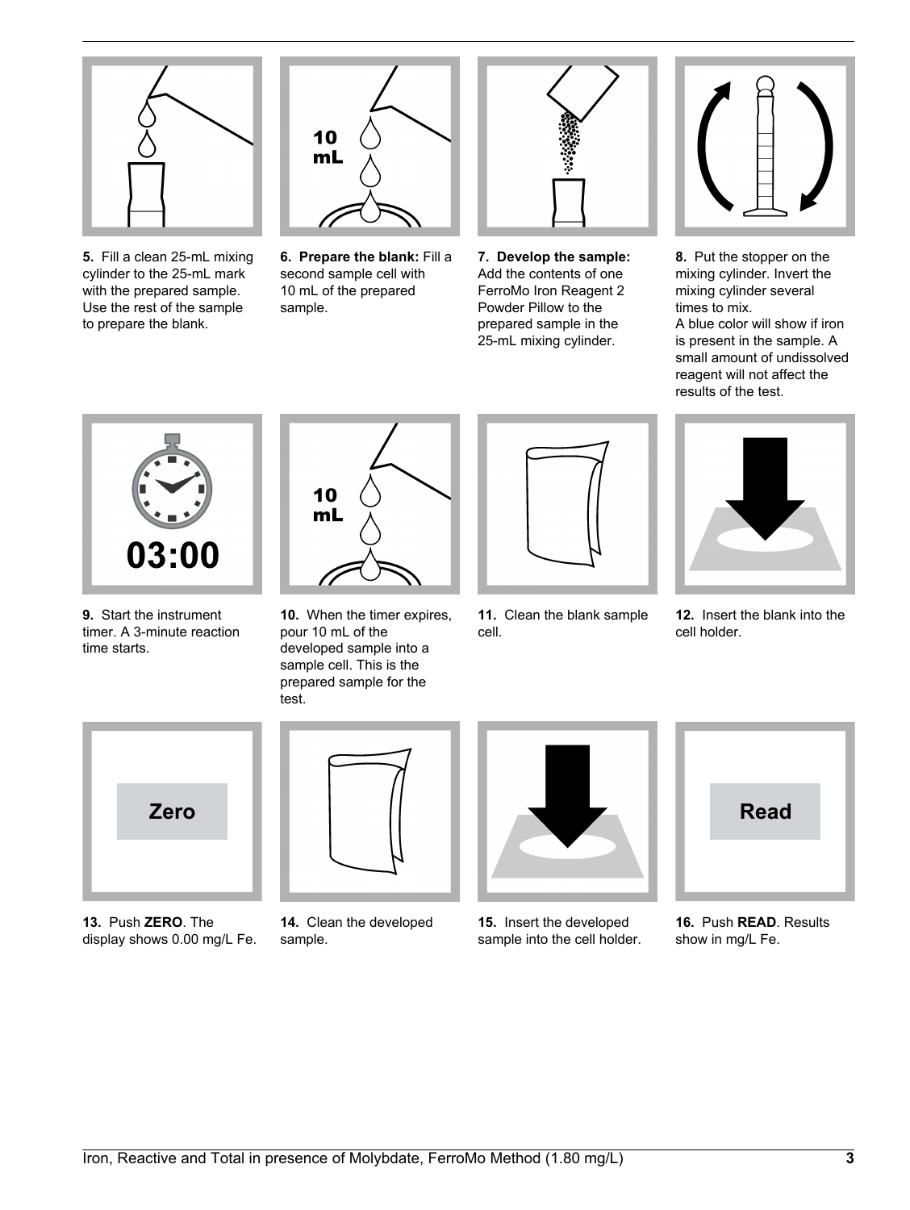**5.** Fill a clean 25-mL mixing cylinder to the 25-mL mark with the prepared sample. Use the rest of the sample to prepare the blank.

**6. Prepare the blank:** Fill a second sample cell with 10 mL of the prepared sample.

**7. Develop the sample:** Add the contents of one FerroMo Iron Reagent 2 Powder Pillow to the prepared sample in the 25-mL mixing cylinder.

**8.** Put the stopper on the mixing cylinder. Invert the mixing cylinder several times to mix.
A blue color will show if iron is present in the sample. A small amount of undissolved reagent will not affect the results of the test.

**9.** Start the instrument timer. A 3-minute reaction time starts.

**10.** When the timer expires, pour 10 mL of the developed sample into a sample cell. This is the prepared sample for the test.

**11.** Clean the blank sample cell.

**12.** Insert the blank into the cell holder.

**13.** Push **ZERO**. The display shows 0.00 mg/L Fe.

**14.** Clean the developed sample.

**15.** Insert the developed sample into the cell holder.

**16.** Push **READ**. Results show in mg/L Fe.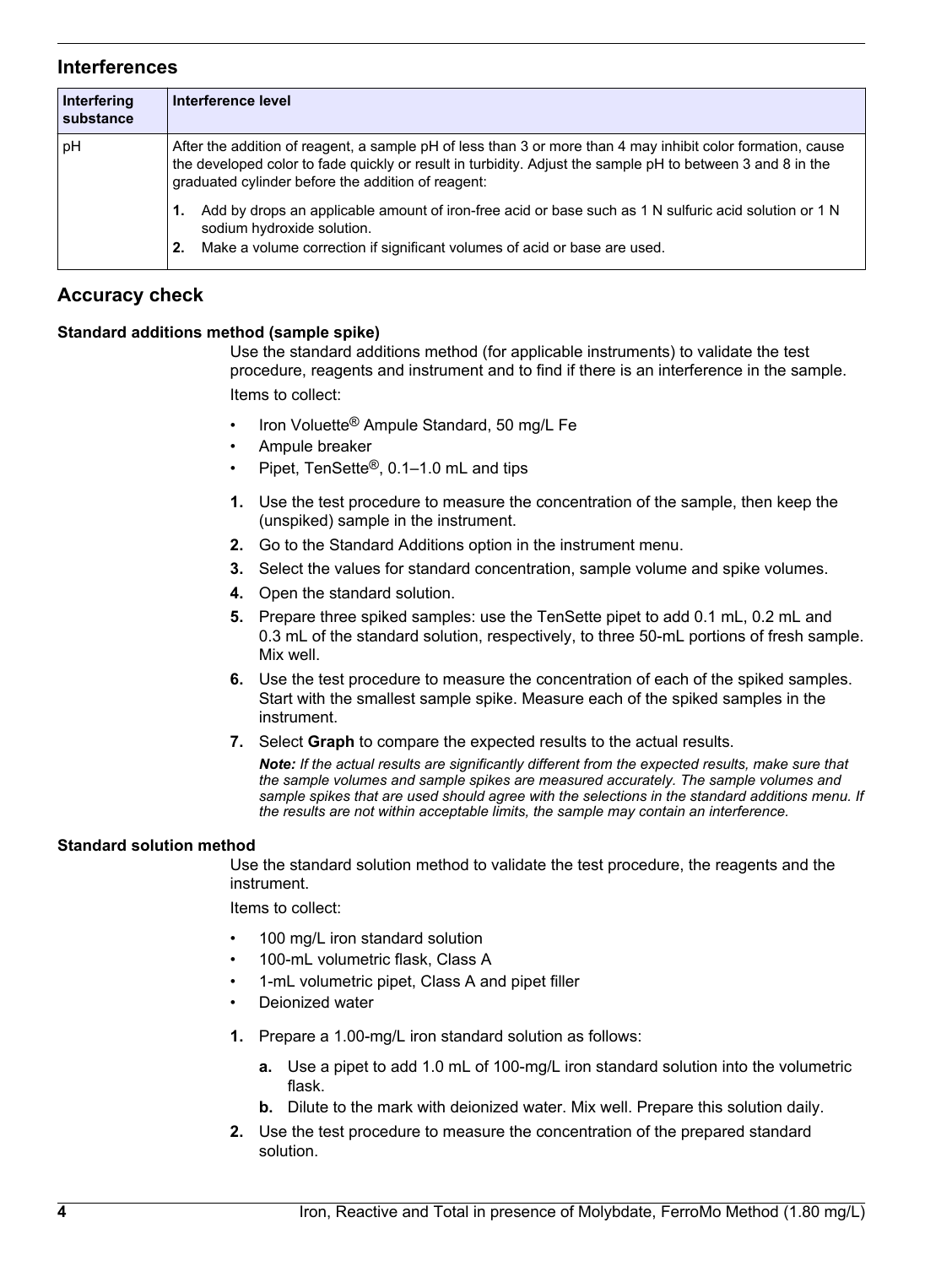## Interferences

| Interfering substance | Interference level |
|---|---|
| pH | After the addition of reagent, a sample pH of less than 3 or more than 4 may inhibit color formation, cause the developed color to fade quickly or result in turbidity. Adjust the sample pH to between 3 and 8 in the graduated cylinder before the addition of reagent:<br>**1.** Add by drops an applicable amount of iron-free acid or base such as 1 N sulfuric acid solution or 1 N sodium hydroxide solution.<br>**2.** Make a volume correction if significant volumes of acid or base are used. |

## Accuracy check

### Standard additions method (sample spike)

Use the standard additions method (for applicable instruments) to validate the test procedure, reagents and instrument and to find if there is an interference in the sample.

Items to collect:

- Iron Voluette® Ampule Standard, 50 mg/L Fe
- Ampule breaker
- Pipet, TenSette®, 0.1–1.0 mL and tips

1. Use the test procedure to measure the concentration of the sample, then keep the (unspiked) sample in the instrument.
2. Go to the Standard Additions option in the instrument menu.
3. Select the values for standard concentration, sample volume and spike volumes.
4. Open the standard solution.
5. Prepare three spiked samples: use the TenSette pipet to add 0.1 mL, 0.2 mL and 0.3 mL of the standard solution, respectively, to three 50-mL portions of fresh sample. Mix well.
6. Use the test procedure to measure the concentration of each of the spiked samples. Start with the smallest sample spike. Measure each of the spiked samples in the instrument.
7. Select **Graph** to compare the expected results to the actual results.

   ***Note:*** *If the actual results are significantly different from the expected results, make sure that the sample volumes and sample spikes are measured accurately. The sample volumes and sample spikes that are used should agree with the selections in the standard additions menu. If the results are not within acceptable limits, the sample may contain an interference.*

### Standard solution method

Use the standard solution method to validate the test procedure, the reagents and the instrument.

Items to collect:

- 100 mg/L iron standard solution
- 100-mL volumetric flask, Class A
- 1-mL volumetric pipet, Class A and pipet filler
- Deionized water

1. Prepare a 1.00-mg/L iron standard solution as follows:
   a. Use a pipet to add 1.0 mL of 100-mg/L iron standard solution into the volumetric flask.
   b. Dilute to the mark with deionized water. Mix well. Prepare this solution daily.
2. Use the test procedure to measure the concentration of the prepared standard solution.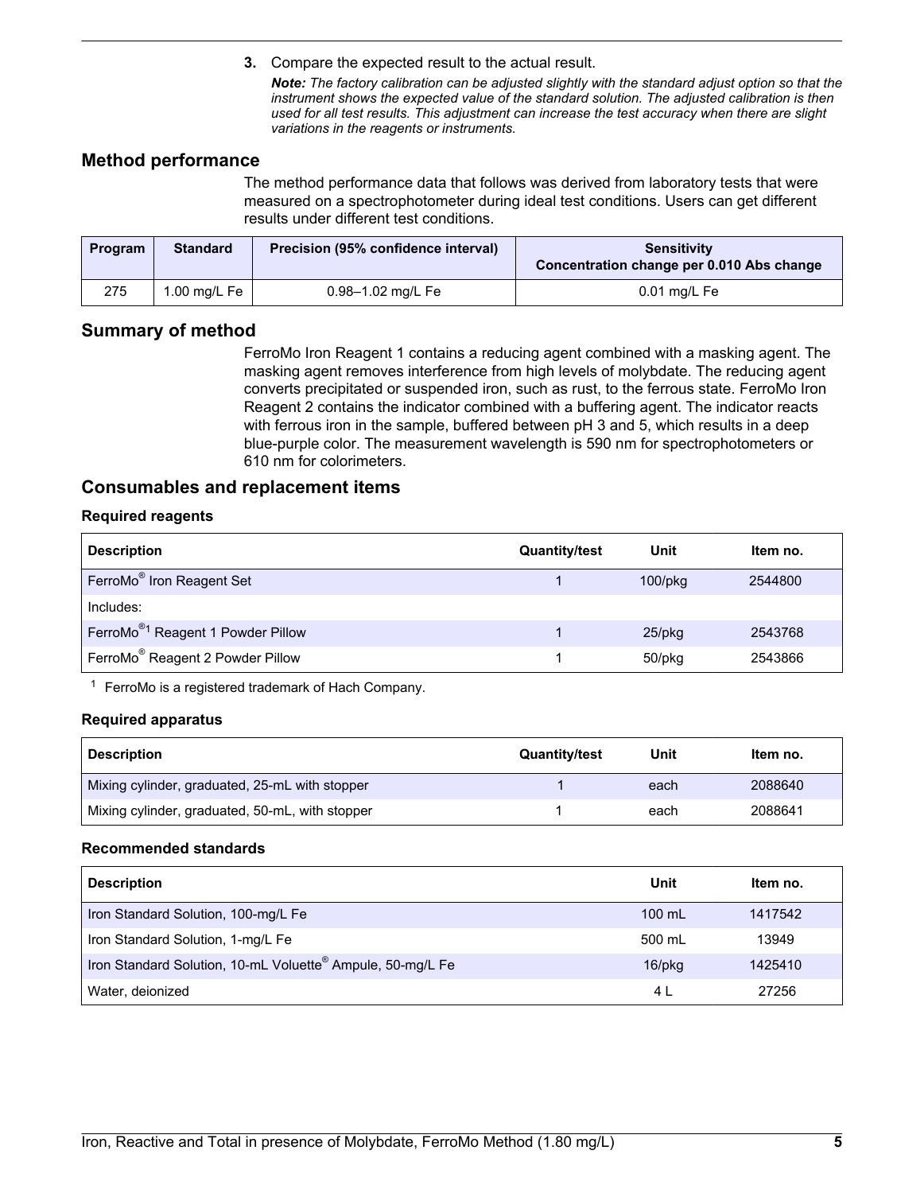3. Compare the expected result to the actual result.

   ***Note:** The factory calibration can be adjusted slightly with the standard adjust option so that the instrument shows the expected value of the standard solution. The adjusted calibration is then used for all test results. This adjustment can increase the test accuracy when there are slight variations in the reagents or instruments.*

## Method performance

The method performance data that follows was derived from laboratory tests that were measured on a spectrophotometer during ideal test conditions. Users can get different results under different test conditions.

| Program | Standard | Precision (95% confidence interval) | Sensitivity Concentration change per 0.010 Abs change |
|---|---|---|---|
| 275 | 1.00 mg/L Fe | 0.98–1.02 mg/L Fe | 0.01 mg/L Fe |

## Summary of method

FerroMo Iron Reagent 1 contains a reducing agent combined with a masking agent. The masking agent removes interference from high levels of molybdate. The reducing agent converts precipitated or suspended iron, such as rust, to the ferrous state. FerroMo Iron Reagent 2 contains the indicator combined with a buffering agent. The indicator reacts with ferrous iron in the sample, buffered between pH 3 and 5, which results in a deep blue-purple color. The measurement wavelength is 590 nm for spectrophotometers or 610 nm for colorimeters.

## Consumables and replacement items

### Required reagents

| Description | Quantity/test | Unit | Item no. |
|---|---|---|---|
| FerroMo® Iron Reagent Set | 1 | 100/pkg | 2544800 |
| Includes: | | | |
| FerroMo®[1] Reagent 1 Powder Pillow | 1 | 25/pkg | 2543768 |
| FerroMo® Reagent 2 Powder Pillow | 1 | 50/pkg | 2543866 |

[1] FerroMo is a registered trademark of Hach Company.

### Required apparatus

| Description | Quantity/test | Unit | Item no. |
|---|---|---|---|
| Mixing cylinder, graduated, 25-mL with stopper | 1 | each | 2088640 |
| Mixing cylinder, graduated, 50-mL, with stopper | 1 | each | 2088641 |

### Recommended standards

| Description | Unit | Item no. |
|---|---|---|
| Iron Standard Solution, 100-mg/L Fe | 100 mL | 1417542 |
| Iron Standard Solution, 1-mg/L Fe | 500 mL | 13949 |
| Iron Standard Solution, 10-mL Voluette® Ampule, 50-mg/L Fe | 16/pkg | 1425410 |
| Water, deionized | 4 L | 27256 |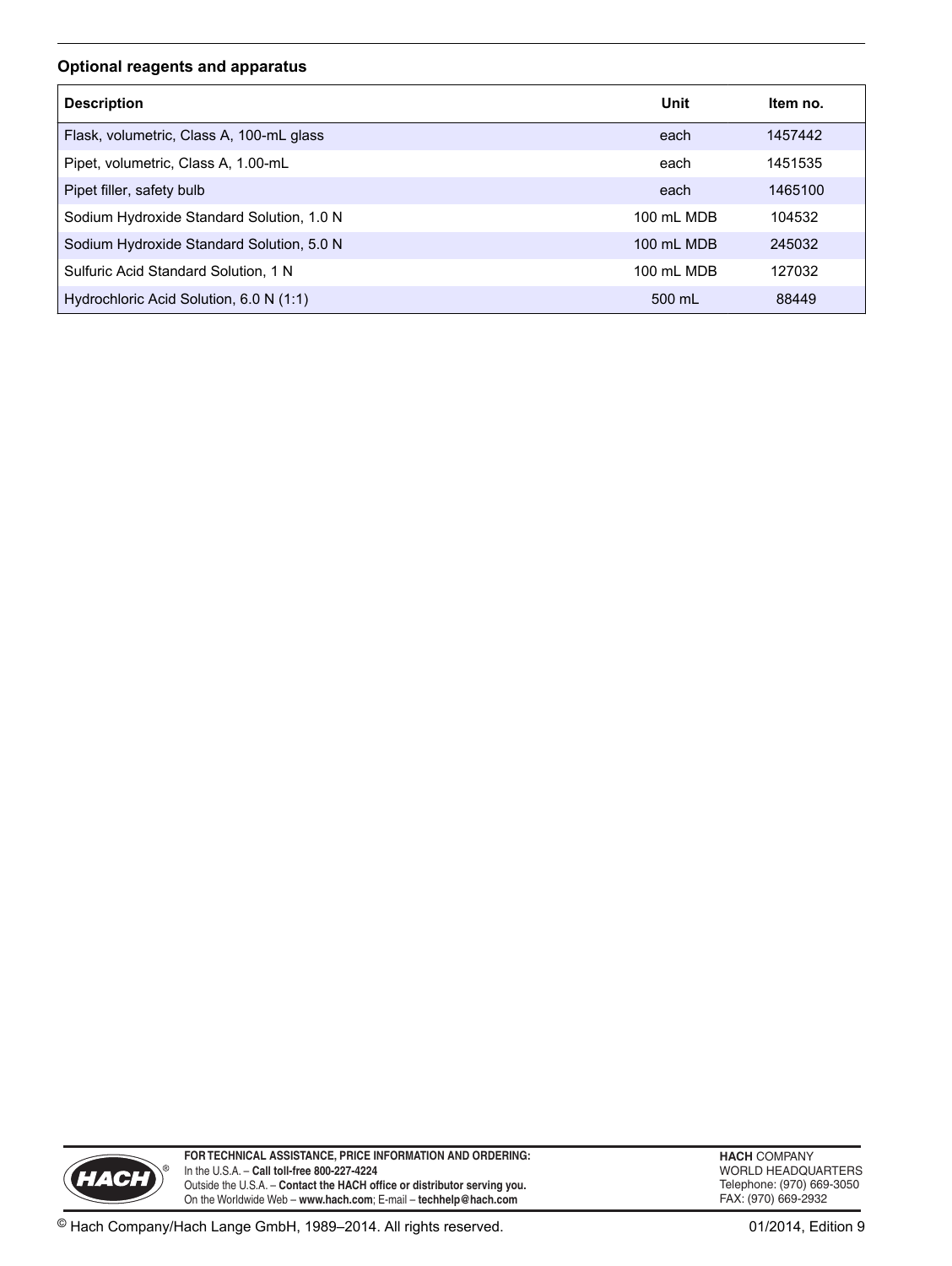### Optional reagents and apparatus

| Description | Unit | Item no. |
|---|---|---|
| Flask, volumetric, Class A, 100-mL glass | each | 1457442 |
| Pipet, volumetric, Class A, 1.00-mL | each | 1451535 |
| Pipet filler, safety bulb | each | 1465100 |
| Sodium Hydroxide Standard Solution, 1.0 N | 100 mL MDB | 104532 |
| Sodium Hydroxide Standard Solution, 5.0 N | 100 mL MDB | 245032 |
| Sulfuric Acid Standard Solution, 1 N | 100 mL MDB | 127032 |
| Hydrochloric Acid Solution, 6.0 N (1:1) | 500 mL | 88449 |

**FOR TECHNICAL ASSISTANCE, PRICE INFORMATION AND ORDERING:**
In the U.S.A. – **Call toll-free 800-227-4224**
Outside the U.S.A. – **Contact the HACH office or distributor serving you.**
On the Worldwide Web – **www.hach.com**; E-mail – **techhelp@hach.com**

**HACH** COMPANY
WORLD HEADQUARTERS
Telephone: (970) 669-3050
FAX: (970) 669-2932

© Hach Company/Hach Lange GmbH, 1989–2014. All rights reserved.

01/2014, Edition 9